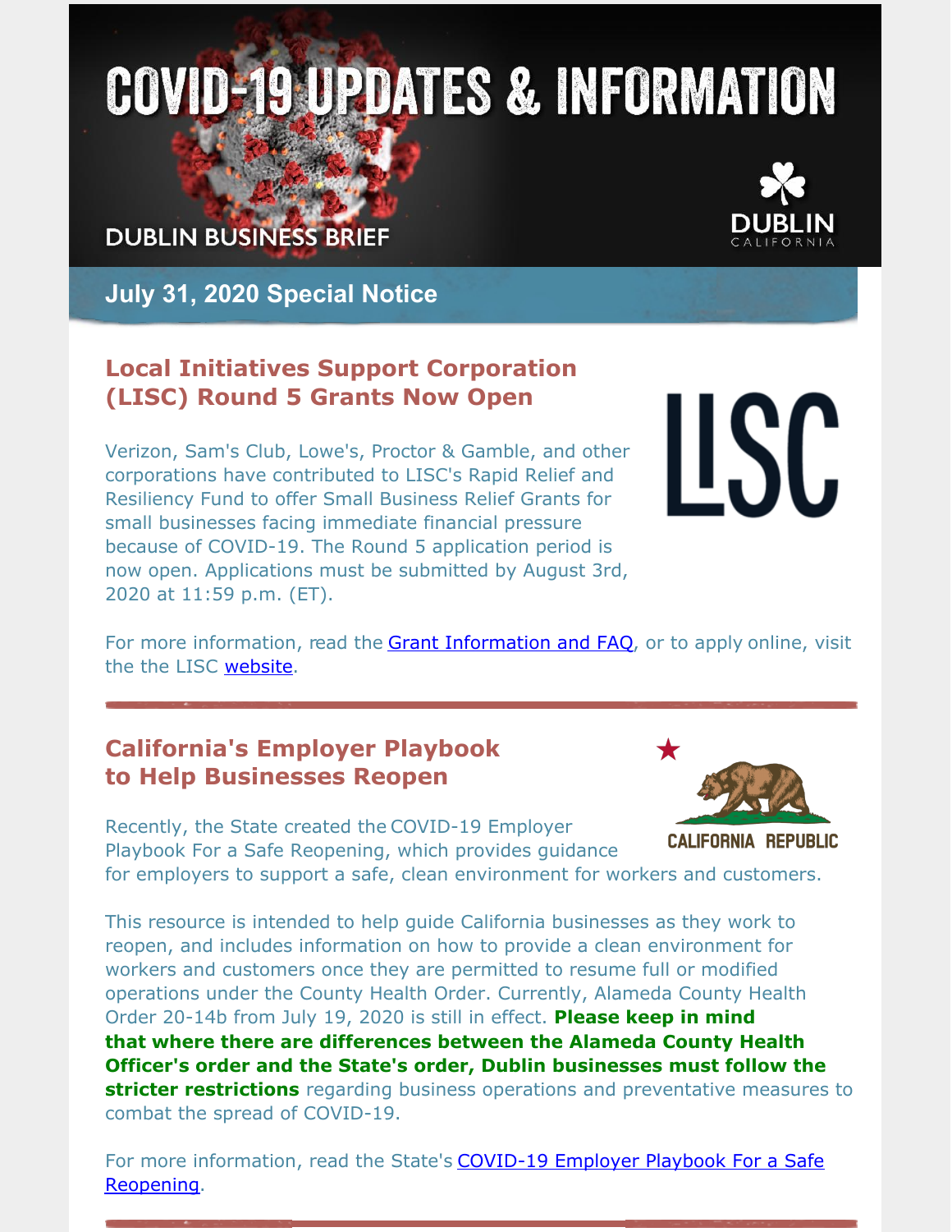# COVID-19 UPDATES & INFORMATION

DUBLIN BUSINESS BRIEF

DUBLIN CALIFORNIA

## July 31, 2020 Special Notice

## Local Initiatives Support Corporation (LISC) Round 5 Grants Now Open

Verizon, Sam's Club, Lowe's, Proctor & Gamble, and other corporations have contributed to LISC's Rapid Relief and Resiliency Fund to offer Small Business Relief Grants for small businesses facing immediate financial pressure because of COVID-19. The Round 5 application period is now open. Applications must be submitted by August 3rd, 2020 at 11:59 p.m. (ET).

For more information, read the Grant Information and FAQ, or to apply online, visit the the LISC website.

## California's Employer Playbook to Help Businesses Reopen

Recently, the State created the COVID-19 Employer Playbook For a Safe Reopening, which provides guidance for employers to support a safe, clean environment for workers and customers.

This resource is intended to help guide California businesses as they work to reopen, and includes information on how to provide a clean environment for workers and customers once they are permitted to resume full or modified operations under the County Health Order. Currently, Alameda County Health Order 20-14b from July 19, 2020 is still in effect. **Please keep in mind that where there are differences between the Alameda County Health Officer's order and the State's order, Dublin businesses must follow the stricter restrictions** regarding business operations and preventative measures to combat the spread of COVID-19.

For more information, read the State's COVID-19 Employer Playbook For a Safe Reopening.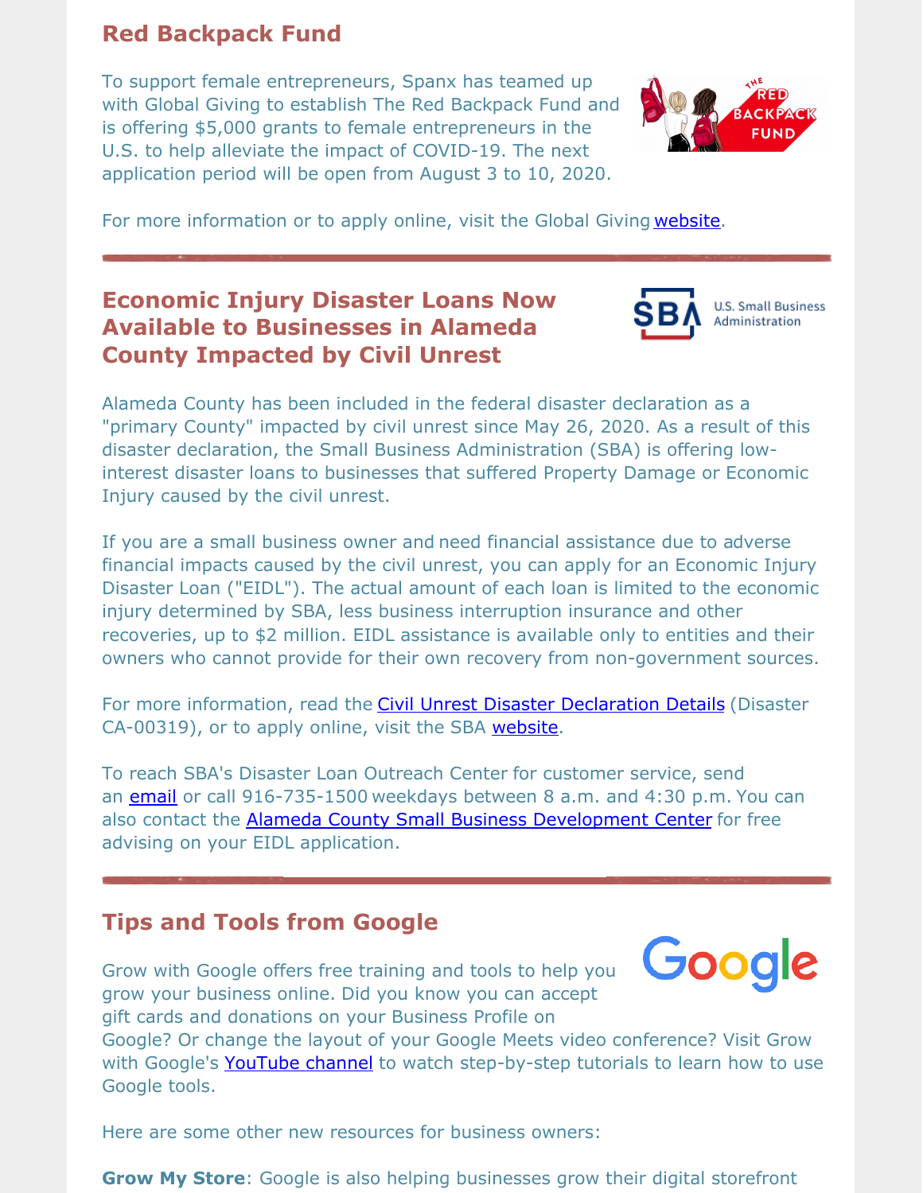## Red Backpack Fund

To support female entrepreneurs, Spanx has teamed up with Global Giving to establish The Red Backpack Fund and is offering $5,000 grants to female entrepreneurs in the U.S. to help alleviate the impact of COVID-19. The next application period will be open from August 3 to 10, 2020.

For more information or to apply online, visit the Global Giving website.

---

## Economic Injury Disaster Loans Now Available to Businesses in Alameda County Impacted by Civil Unrest

Alameda County has been included in the federal disaster declaration as a "primary County" impacted by civil unrest since May 26, 2020. As a result of this disaster declaration, the Small Business Administration (SBA) is offering low-interest disaster loans to businesses that suffered Property Damage or Economic Injury caused by the civil unrest.

If you are a small business owner and need financial assistance due to adverse financial impacts caused by the civil unrest, you can apply for an Economic Injury Disaster Loan ("EIDL"). The actual amount of each loan is limited to the economic injury determined by SBA, less business interruption insurance and other recoveries, up to $2 million. EIDL assistance is available only to entities and their owners who cannot provide for their own recovery from non-government sources.

For more information, read the Civil Unrest Disaster Declaration Details (Disaster CA-00319), or to apply online, visit the SBA website.

To reach SBA's Disaster Loan Outreach Center for customer service, send an email or call 916-735-1500 weekdays between 8 a.m. and 4:30 p.m. You can also contact the Alameda County Small Business Development Center for free advising on your EIDL application.

---

## Tips and Tools from Google

Grow with Google offers free training and tools to help you grow your business online. Did you know you can accept gift cards and donations on your Business Profile on Google? Or change the layout of your Google Meets video conference? Visit Grow with Google's YouTube channel to watch step-by-step tutorials to learn how to use Google tools.

Here are some other new resources for business owners:

**Grow My Store**: Google is also helping businesses grow their digital storefront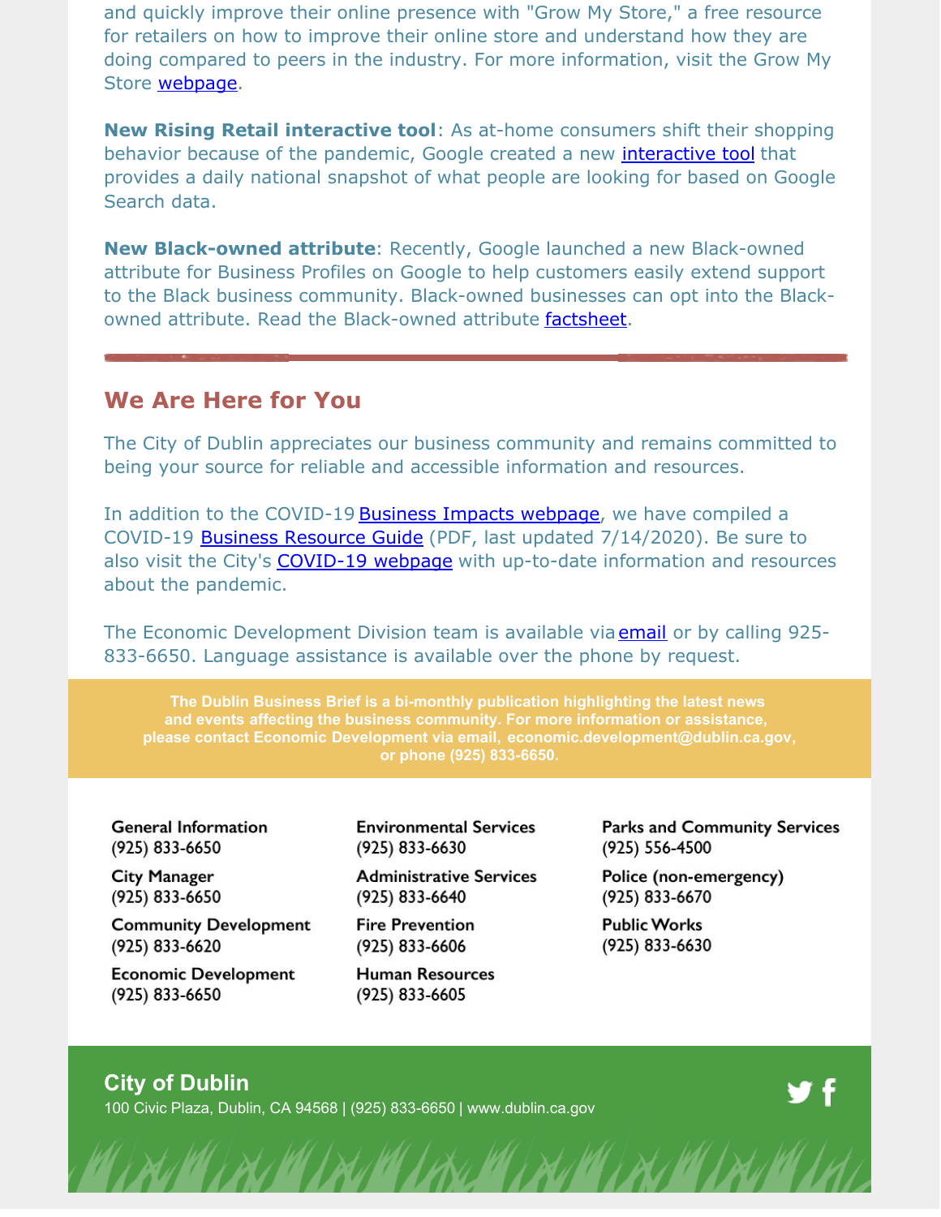and quickly improve their online presence with "Grow My Store," a free resource for retailers on how to improve their online store and understand how they are doing compared to peers in the industry. For more information, visit the Grow My Store webpage.

**New Rising Retail interactive tool**: As at-home consumers shift their shopping behavior because of the pandemic, Google created a new interactive tool that provides a daily national snapshot of what people are looking for based on Google Search data.

**New Black-owned attribute**: Recently, Google launched a new Black-owned attribute for Business Profiles on Google to help customers easily extend support to the Black business community. Black-owned businesses can opt into the Black-owned attribute. Read the Black-owned attribute factsheet.

## We Are Here for You

The City of Dublin appreciates our business community and remains committed to being your source for reliable and accessible information and resources.

In addition to the COVID-19 Business Impacts webpage, we have compiled a COVID-19 Business Resource Guide (PDF, last updated 7/14/2020). Be sure to also visit the City's COVID-19 webpage with up-to-date information and resources about the pandemic.

The Economic Development Division team is available via email or by calling 925-833-6650. Language assistance is available over the phone by request.

**The Dublin Business Brief is a bi-monthly publication highlighting the latest news and events affecting the business community. For more information or assistance, please contact Economic Development via email, economic.development@dublin.ca.gov, or phone (925) 833-6650.**

**General Information**
(925) 833-6650

**City Manager**
(925) 833-6650

**Community Development**
(925) 833-6620

**Economic Development**
(925) 833-6650

**Environmental Services**
(925) 833-6630

**Administrative Services**
(925) 833-6640

**Fire Prevention**
(925) 833-6606

**Human Resources**
(925) 833-6605

**Parks and Community Services**
(925) 556-4500

**Police (non-emergency)**
(925) 833-6670

**Public Works**
(925) 833-6630

**City of Dublin**
100 Civic Plaza, Dublin, CA 94568 | (925) 833-6650 | www.dublin.ca.gov